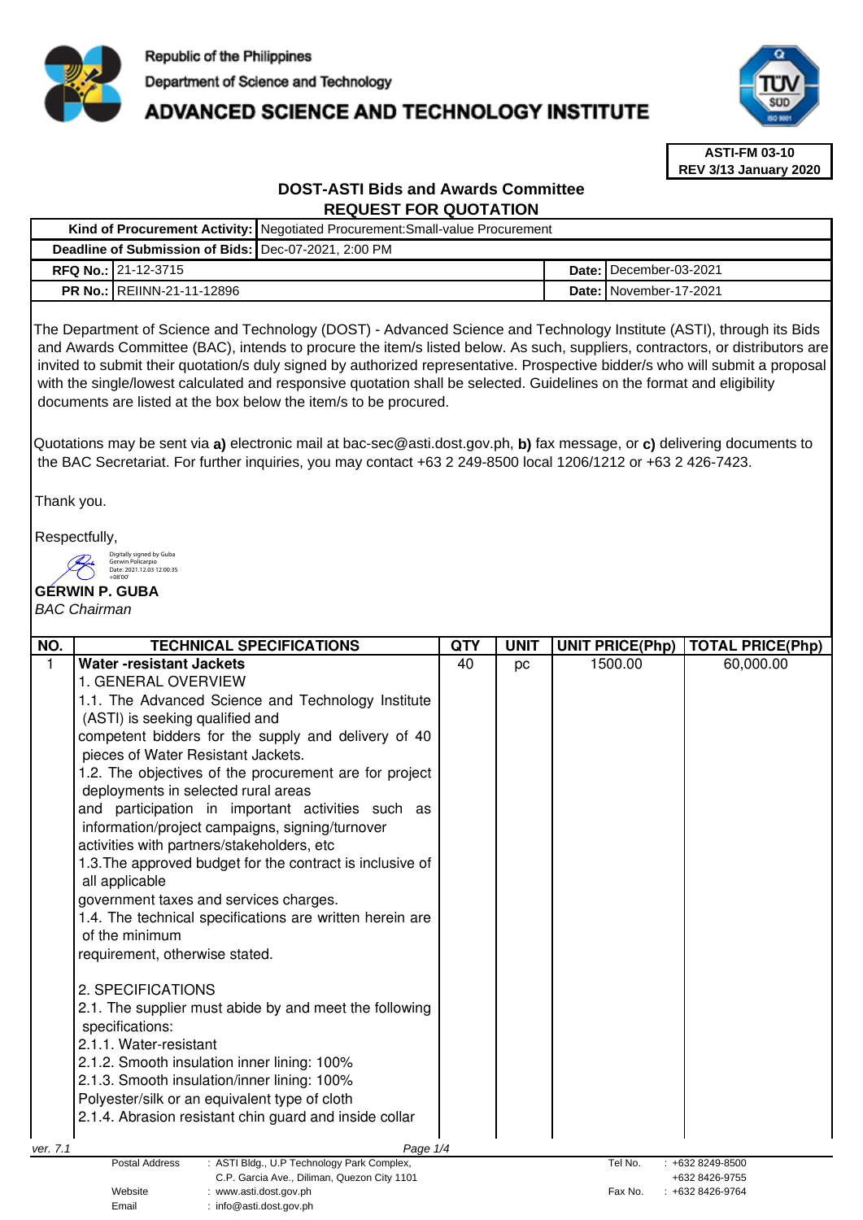Republic of the Philippines

Department of Science and Technology

# ADVANCED SCIENCE AND TECHNOLOGY INSTITUTE

**ASTI-FM 03-10**
**REV 3/13 January 2020**

## DOST-ASTI Bids and Awards Committee
## REQUEST FOR QUOTATION

| **Kind of Procurement Activity:** | Negotiated Procurement:Small-value Procurement | | |
|---|---|---|---|
| **Deadline of Submission of Bids:** | Dec-07-2021, 2:00 PM | | |
| **RFQ No.:** | 21-12-3715 | **Date:** | December-03-2021 |
| **PR No.:** | REIINN-21-11-12896 | **Date:** | November-17-2021 |

The Department of Science and Technology (DOST) - Advanced Science and Technology Institute (ASTI), through its Bids and Awards Committee (BAC), intends to procure the item/s listed below. As such, suppliers, contractors, or distributors are invited to submit their quotation/s duly signed by authorized representative. Prospective bidder/s who will submit a proposal with the single/lowest calculated and responsive quotation shall be selected. Guidelines on the format and eligibility documents are listed at the box below the item/s to be procured.

Quotations may be sent via **a)** electronic mail at bac-sec@asti.dost.gov.ph, **b)** fax message, or **c)** delivering documents to the BAC Secretariat. For further inquiries, you may contact +63 2 249-8500 local 1206/1212 or +63 2 426-7423.

Thank you.

Respectfully,

Digitally signed by Guba Gerwin Policarpio
Date: 2021.12.03 12:00:35 +08'00'

**GERWIN P. GUBA**
*BAC Chairman*

| NO. | TECHNICAL SPECIFICATIONS | QTY | UNIT | UNIT PRICE(Php) | TOTAL PRICE(Php) |
|---|---|---|---|---|---|
| 1 | **Water -resistant Jackets**<br>1. GENERAL OVERVIEW<br>1.1. The Advanced Science and Technology Institute (ASTI) is seeking qualified and competent bidders for the supply and delivery of 40 pieces of Water Resistant Jackets.<br>1.2. The objectives of the procurement are for project deployments in selected rural areas and participation in important activities such as information/project campaigns, signing/turnover activities with partners/stakeholders, etc<br>1.3.The approved budget for the contract is inclusive of all applicable government taxes and services charges.<br>1.4. The technical specifications are written herein are of the minimum requirement, otherwise stated.<br><br>2. SPECIFICATIONS<br>2.1. The supplier must abide by and meet the following specifications:<br>2.1.1. Water-resistant<br>2.1.2. Smooth insulation inner lining: 100%<br>2.1.3. Smooth insulation/inner lining: 100% Polyester/silk or an equivalent type of cloth<br>2.1.4. Abrasion resistant chin guard and inside collar | 40 | pc | 1500.00 | 60,000.00 |

ver. 7.1

Postal Address : ASTI Bldg., U.P Technology Park Complex, C.P. Garcia Ave., Diliman, Quezon City 1101
Website : www.asti.dost.gov.ph
Email : info@asti.dost.gov.ph
Tel No. : +632 8249-8500, +632 8426-9755
Fax No. : +632 8426-9764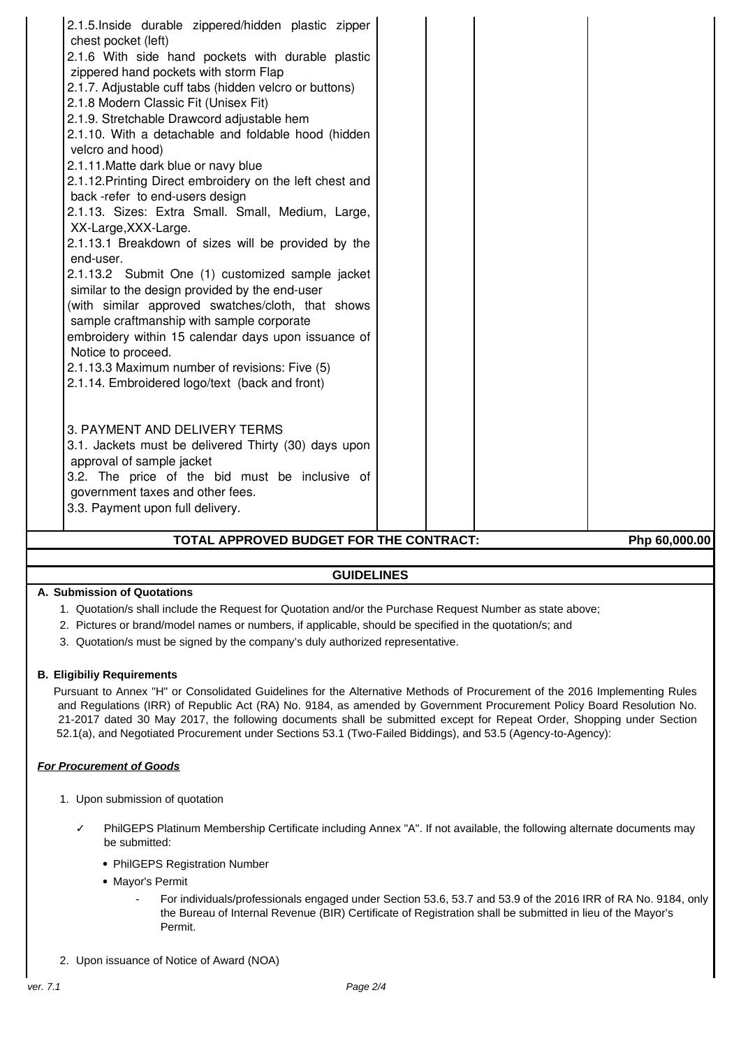| | | | | |
|---|---|---|---|---|
| 2.1.5.Inside durable zippered/hidden plastic zipper chest pocket (left)<br>2.1.6 With side hand pockets with durable plastic zippered hand pockets with storm Flap<br>2.1.7. Adjustable cuff tabs (hidden velcro or buttons)<br>2.1.8 Modern Classic Fit (Unisex Fit)<br>2.1.9. Stretchable Drawcord adjustable hem<br>2.1.10. With a detachable and foldable hood (hidden velcro and hood)<br>2.1.11.Matte dark blue or navy blue<br>2.1.12.Printing Direct embroidery on the left chest and back -refer to end-users design<br>2.1.13. Sizes: Extra Small. Small, Medium, Large, XX-Large,XXX-Large.<br>2.1.13.1 Breakdown of sizes will be provided by the end-user.<br>2.1.13.2 Submit One (1) customized sample jacket similar to the design provided by the end-user (with similar approved swatches/cloth, that shows sample craftmanship with sample corporate embroidery within 15 calendar days upon issuance of Notice to proceed.<br>2.1.13.3 Maximum number of revisions: Five (5)<br>2.1.14. Embroidered logo/text (back and front)<br><br>3. PAYMENT AND DELIVERY TERMS<br>3.1. Jackets must be delivered Thirty (30) days upon approval of sample jacket<br>3.2. The price of the bid must be inclusive of government taxes and other fees.<br>3.3. Payment upon full delivery. | | | | |
| **TOTAL APPROVED BUDGET FOR THE CONTRACT:** | | | | **Php 60,000.00** |

## GUIDELINES

**A. Submission of Quotations**

1. Quotation/s shall include the Request for Quotation and/or the Purchase Request Number as state above;
2. Pictures or brand/model names or numbers, if applicable, should be specified in the quotation/s; and
3. Quotation/s must be signed by the company's duly authorized representative.

**B. Eligibiliy Requirements**

Pursuant to Annex "H" or Consolidated Guidelines for the Alternative Methods of Procurement of the 2016 Implementing Rules and Regulations (IRR) of Republic Act (RA) No. 9184, as amended by Government Procurement Policy Board Resolution No. 21-2017 dated 30 May 2017, the following documents shall be submitted except for Repeat Order, Shopping under Section 52.1(a), and Negotiated Procurement under Sections 53.1 (Two-Failed Biddings), and 53.5 (Agency-to-Agency):

***For Procurement of Goods***

1. Upon submission of quotation

   ✓ PhilGEPS Platinum Membership Certificate including Annex "A". If not available, the following alternate documents may be submitted:

   - PhilGEPS Registration Number
   - Mayor's Permit
     - For individuals/professionals engaged under Section 53.6, 53.7 and 53.9 of the 2016 IRR of RA No. 9184, only the Bureau of Internal Revenue (BIR) Certificate of Registration shall be submitted in lieu of the Mayor's Permit.

2. Upon issuance of Notice of Award (NOA)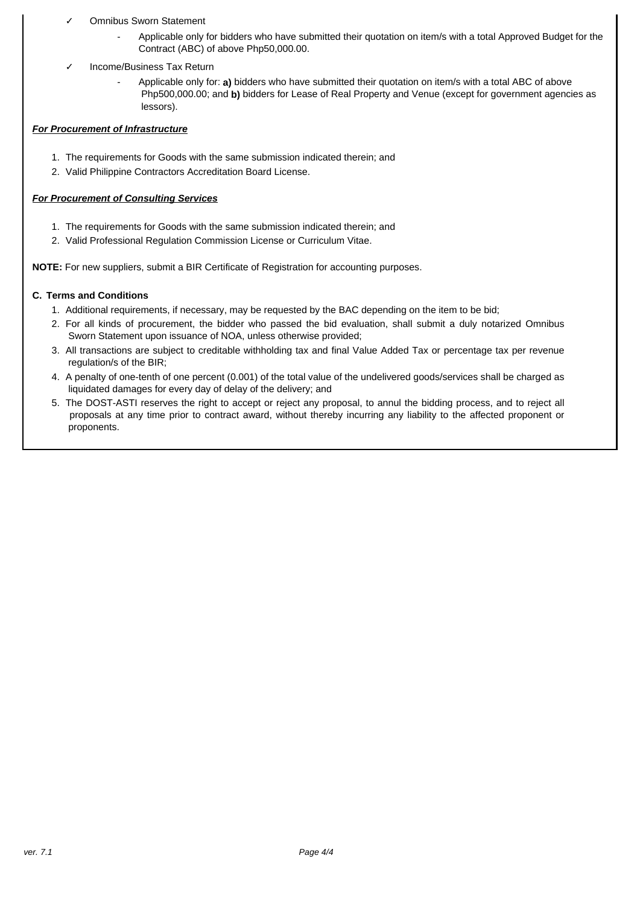- ✓ Omnibus Sworn Statement
    - Applicable only for bidders who have submitted their quotation on item/s with a total Approved Budget for the Contract (ABC) of above Php50,000.00.
- ✓ Income/Business Tax Return
    - Applicable only for: **a)** bidders who have submitted their quotation on item/s with a total ABC of above Php500,000.00; and **b)** bidders for Lease of Real Property and Venue (except for government agencies as lessors).

***For Procurement of Infrastructure***

1. The requirements for Goods with the same submission indicated therein; and
2. Valid Philippine Contractors Accreditation Board License.

***For Procurement of Consulting Services***

1. The requirements for Goods with the same submission indicated therein; and
2. Valid Professional Regulation Commission License or Curriculum Vitae.

**NOTE:** For new suppliers, submit a BIR Certificate of Registration for accounting purposes.

**C. Terms and Conditions**

1. Additional requirements, if necessary, may be requested by the BAC depending on the item to be bid;
2. For all kinds of procurement, the bidder who passed the bid evaluation, shall submit a duly notarized Omnibus Sworn Statement upon issuance of NOA, unless otherwise provided;
3. All transactions are subject to creditable withholding tax and final Value Added Tax or percentage tax per revenue regulation/s of the BIR;
4. A penalty of one-tenth of one percent (0.001) of the total value of the undelivered goods/services shall be charged as liquidated damages for every day of delay of the delivery; and
5. The DOST-ASTI reserves the right to accept or reject any proposal, to annul the bidding process, and to reject all proposals at any time prior to contract award, without thereby incurring any liability to the affected proponent or proponents.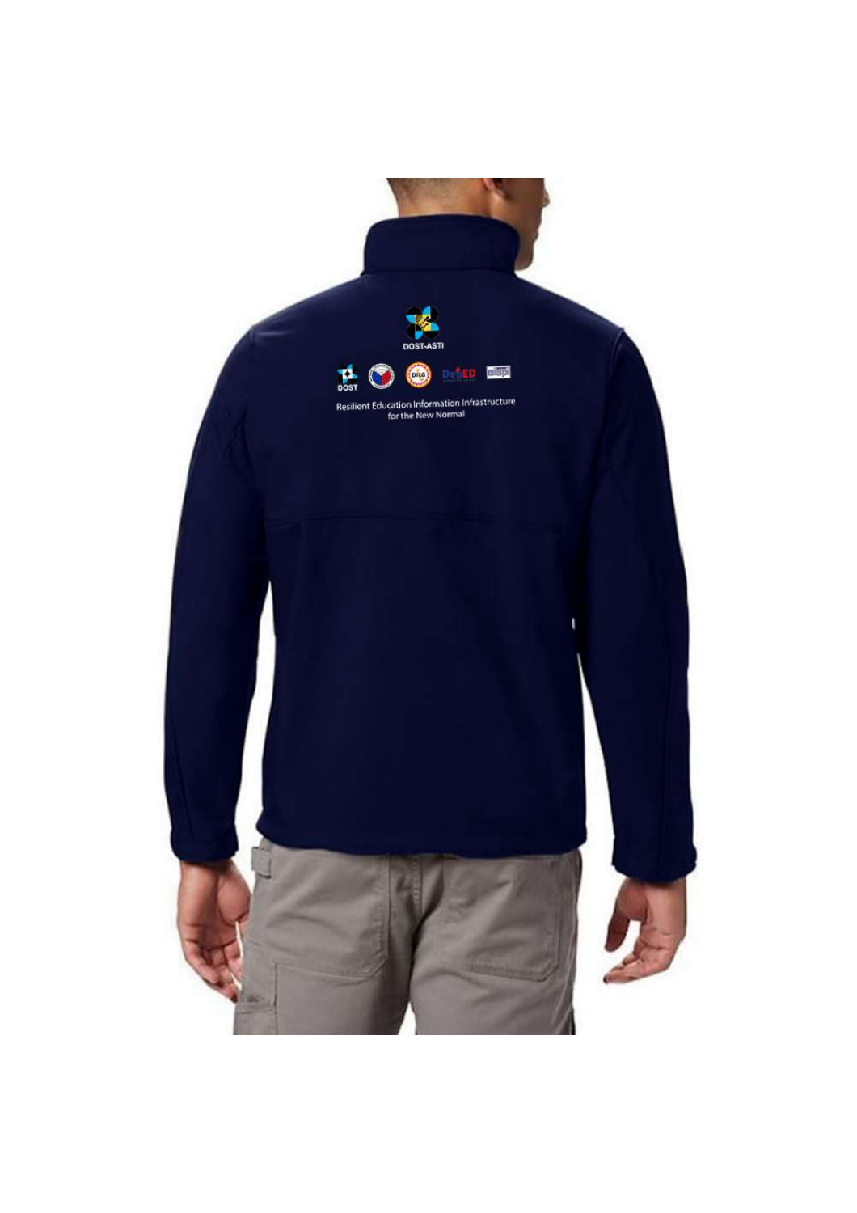DOST-ASTI

DOST

DepED

Resilient Education Information Infrastructure
for the New Normal